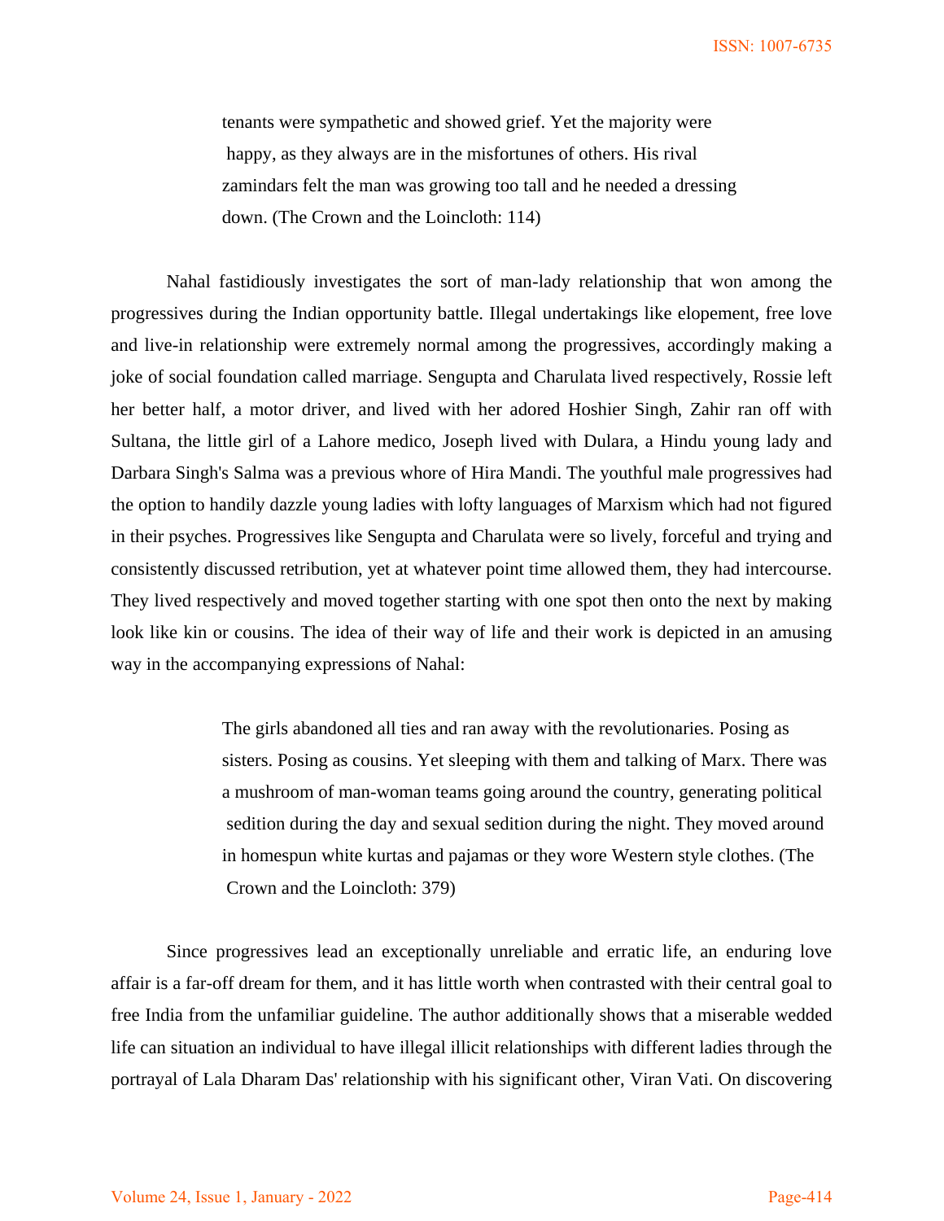> tenants were sympathetic and showed grief. Yet the majority were happy, as they always are in the misfortunes of others. His rival zamindars felt the man was growing too tall and he needed a dressing down. (The Crown and the Loincloth: 114)

Nahal fastidiously investigates the sort of man-lady relationship that won among the progressives during the Indian opportunity battle. Illegal undertakings like elopement, free love and live-in relationship were extremely normal among the progressives, accordingly making a joke of social foundation called marriage. Sengupta and Charulata lived respectively, Rossie left her better half, a motor driver, and lived with her adored Hoshier Singh, Zahir ran off with Sultana, the little girl of a Lahore medico, Joseph lived with Dulara, a Hindu young lady and Darbara Singh's Salma was a previous whore of Hira Mandi. The youthful male progressives had the option to handily dazzle young ladies with lofty languages of Marxism which had not figured in their psyches. Progressives like Sengupta and Charulata were so lively, forceful and trying and consistently discussed retribution, yet at whatever point time allowed them, they had intercourse. They lived respectively and moved together starting with one spot then onto the next by making look like kin or cousins. The idea of their way of life and their work is depicted in an amusing way in the accompanying expressions of Nahal:

> The girls abandoned all ties and ran away with the revolutionaries. Posing as sisters. Posing as cousins. Yet sleeping with them and talking of Marx. There was a mushroom of man-woman teams going around the country, generating political sedition during the day and sexual sedition during the night. They moved around in homespun white kurtas and pajamas or they wore Western style clothes. (The Crown and the Loincloth: 379)

Since progressives lead an exceptionally unreliable and erratic life, an enduring love affair is a far-off dream for them, and it has little worth when contrasted with their central goal to free India from the unfamiliar guideline. The author additionally shows that a miserable wedded life can situation an individual to have illegal illicit relationships with different ladies through the portrayal of Lala Dharam Das' relationship with his significant other, Viran Vati. On discovering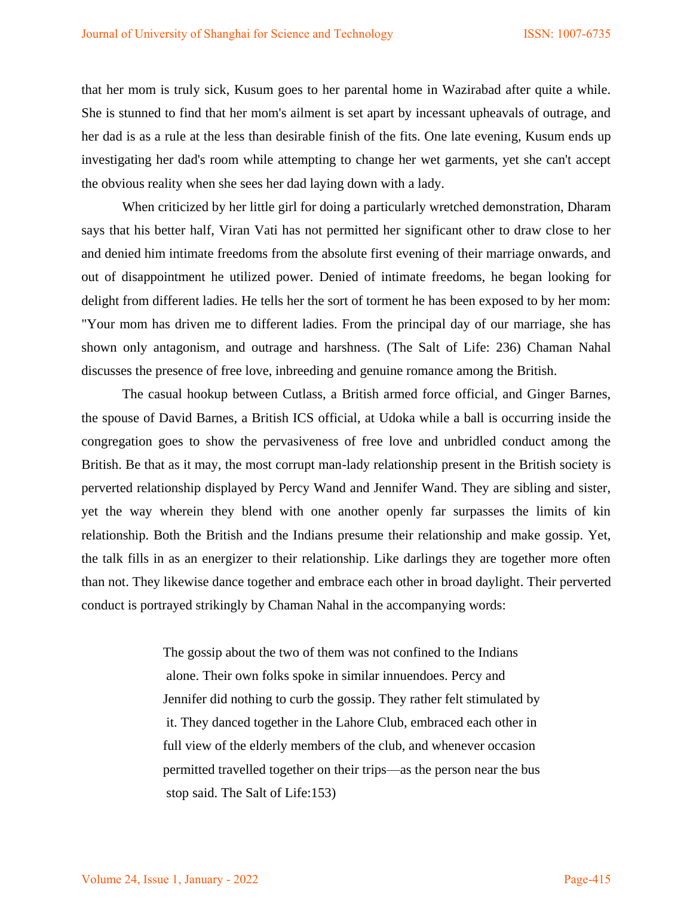that her mom is truly sick, Kusum goes to her parental home in Wazirabad after quite a while. She is stunned to find that her mom's ailment is set apart by incessant upheavals of outrage, and her dad is as a rule at the less than desirable finish of the fits. One late evening, Kusum ends up investigating her dad's room while attempting to change her wet garments, yet she can't accept the obvious reality when she sees her dad laying down with a lady.

When criticized by her little girl for doing a particularly wretched demonstration, Dharam says that his better half, Viran Vati has not permitted her significant other to draw close to her and denied him intimate freedoms from the absolute first evening of their marriage onwards, and out of disappointment he utilized power. Denied of intimate freedoms, he began looking for delight from different ladies. He tells her the sort of torment he has been exposed to by her mom: "Your mom has driven me to different ladies. From the principal day of our marriage, she has shown only antagonism, and outrage and harshness. (The Salt of Life: 236) Chaman Nahal discusses the presence of free love, inbreeding and genuine romance among the British.

The casual hookup between Cutlass, a British armed force official, and Ginger Barnes, the spouse of David Barnes, a British ICS official, at Udoka while a ball is occurring inside the congregation goes to show the pervasiveness of free love and unbridled conduct among the British. Be that as it may, the most corrupt man-lady relationship present in the British society is perverted relationship displayed by Percy Wand and Jennifer Wand. They are sibling and sister, yet the way wherein they blend with one another openly far surpasses the limits of kin relationship. Both the British and the Indians presume their relationship and make gossip. Yet, the talk fills in as an energizer to their relationship. Like darlings they are together more often than not. They likewise dance together and embrace each other in broad daylight. Their perverted conduct is portrayed strikingly by Chaman Nahal in the accompanying words:

> The gossip about the two of them was not confined to the Indians alone. Their own folks spoke in similar innuendoes. Percy and Jennifer did nothing to curb the gossip. They rather felt stimulated by it. They danced together in the Lahore Club, embraced each other in full view of the elderly members of the club, and whenever occasion permitted travelled together on their trips—as the person near the bus stop said. The Salt of Life:153)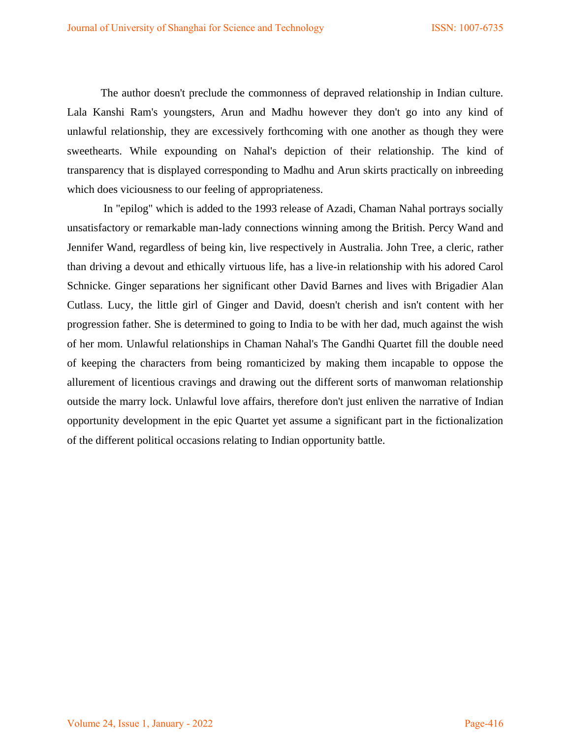The author doesn't preclude the commonness of depraved relationship in Indian culture. Lala Kanshi Ram's youngsters, Arun and Madhu however they don't go into any kind of unlawful relationship, they are excessively forthcoming with one another as though they were sweethearts. While expounding on Nahal's depiction of their relationship. The kind of transparency that is displayed corresponding to Madhu and Arun skirts practically on inbreeding which does viciousness to our feeling of appropriateness.

In "epilog" which is added to the 1993 release of Azadi, Chaman Nahal portrays socially unsatisfactory or remarkable man-lady connections winning among the British. Percy Wand and Jennifer Wand, regardless of being kin, live respectively in Australia. John Tree, a cleric, rather than driving a devout and ethically virtuous life, has a live-in relationship with his adored Carol Schnicke. Ginger separations her significant other David Barnes and lives with Brigadier Alan Cutlass. Lucy, the little girl of Ginger and David, doesn't cherish and isn't content with her progression father. She is determined to going to India to be with her dad, much against the wish of her mom. Unlawful relationships in Chaman Nahal's The Gandhi Quartet fill the double need of keeping the characters from being romanticized by making them incapable to oppose the allurement of licentious cravings and drawing out the different sorts of manwoman relationship outside the marry lock. Unlawful love affairs, therefore don't just enliven the narrative of Indian opportunity development in the epic Quartet yet assume a significant part in the fictionalization of the different political occasions relating to Indian opportunity battle.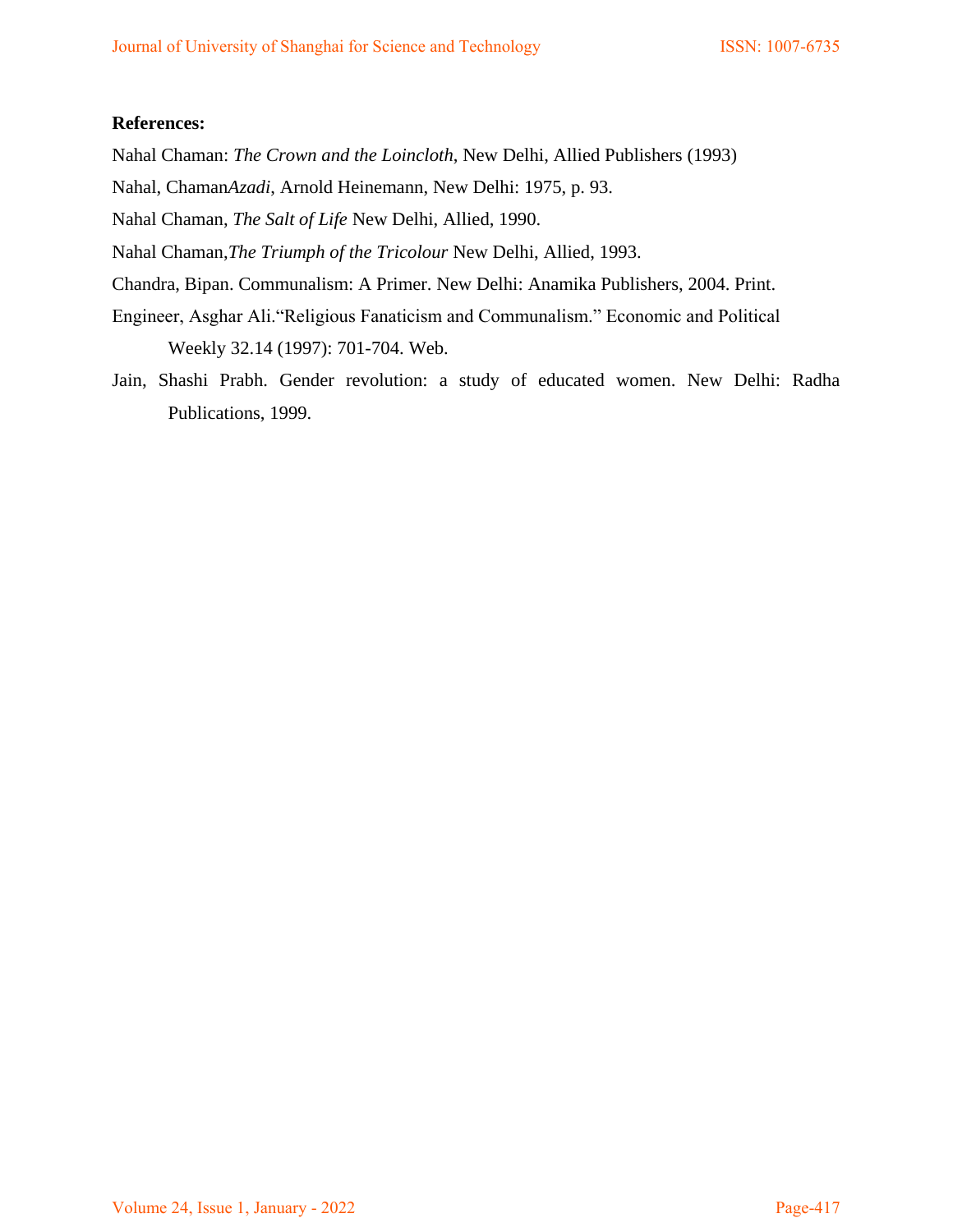**References:**

Nahal Chaman: *The Crown and the Loincloth*, New Delhi, Allied Publishers (1993)

Nahal, Chaman*Azadi*, Arnold Heinemann, New Delhi: 1975, p. 93.

Nahal Chaman, *The Salt of Life* New Delhi, Allied, 1990.

Nahal Chaman,*The Triumph of the Tricolour* New Delhi, Allied, 1993.

Chandra, Bipan. Communalism: A Primer. New Delhi: Anamika Publishers, 2004. Print.

Engineer, Asghar Ali."Religious Fanaticism and Communalism." Economic and Political Weekly 32.14 (1997): 701-704. Web.

Jain, Shashi Prabh. Gender revolution: a study of educated women. New Delhi: Radha Publications, 1999.